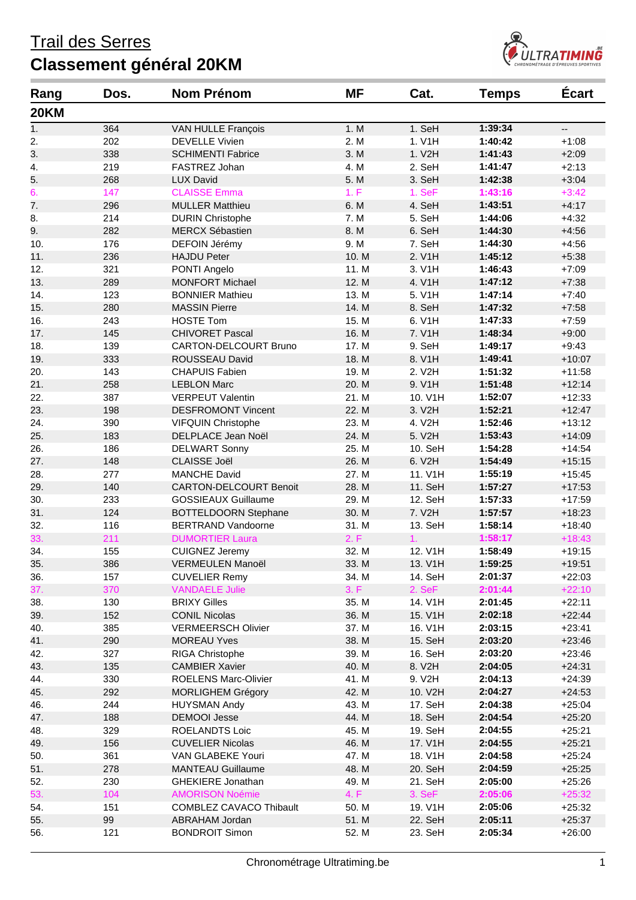# Trail des Serres

## Classement général 20KM

| Rang | Dos. | Nom Prénom | MF | Cat. | Temps | Écart |
|---|---|---|---|---|---|---|
| **20KM** | | | | | | |
| 1. | 364 | VAN HULLE François | 1. M | 1. SeH | **1:39:34** | -- |
| 2. | 202 | DEVELLE Vivien | 2. M | 1. V1H | **1:40:42** | +1:08 |
| 3. | 338 | SCHIMENTI Fabrice | 3. M | 1. V2H | **1:41:43** | +2:09 |
| 4. | 219 | FASTREZ Johan | 4. M | 2. SeH | **1:41:47** | +2:13 |
| 5. | 268 | LUX David | 5. M | 3. SeH | **1:42:38** | +3:04 |
| 6. | 147 | CLAISSE Emma | 1. F | 1. SeF | **1:43:16** | +3:42 |
| 7. | 296 | MULLER Matthieu | 6. M | 4. SeH | **1:43:51** | +4:17 |
| 8. | 214 | DURIN Christophe | 7. M | 5. SeH | **1:44:06** | +4:32 |
| 9. | 282 | MERCX Sébastien | 8. M | 6. SeH | **1:44:30** | +4:56 |
| 10. | 176 | DEFOIN Jérémy | 9. M | 7. SeH | **1:44:30** | +4:56 |
| 11. | 236 | HAJDU Peter | 10. M | 2. V1H | **1:45:12** | +5:38 |
| 12. | 321 | PONTI Angelo | 11. M | 3. V1H | **1:46:43** | +7:09 |
| 13. | 289 | MONFORT Michael | 12. M | 4. V1H | **1:47:12** | +7:38 |
| 14. | 123 | BONNIER Mathieu | 13. M | 5. V1H | **1:47:14** | +7:40 |
| 15. | 280 | MASSIN Pierre | 14. M | 8. SeH | **1:47:32** | +7:58 |
| 16. | 243 | HOSTE Tom | 15. M | 6. V1H | **1:47:33** | +7:59 |
| 17. | 145 | CHIVORET Pascal | 16. M | 7. V1H | **1:48:34** | +9:00 |
| 18. | 139 | CARTON-DELCOURT Bruno | 17. M | 9. SeH | **1:49:17** | +9:43 |
| 19. | 333 | ROUSSEAU David | 18. M | 8. V1H | **1:49:41** | +10:07 |
| 20. | 143 | CHAPUIS Fabien | 19. M | 2. V2H | **1:51:32** | +11:58 |
| 21. | 258 | LEBLON Marc | 20. M | 9. V1H | **1:51:48** | +12:14 |
| 22. | 387 | VERPEUT Valentin | 21. M | 10. V1H | **1:52:07** | +12:33 |
| 23. | 198 | DESFROMONT Vincent | 22. M | 3. V2H | **1:52:21** | +12:47 |
| 24. | 390 | VIFQUIN Christophe | 23. M | 4. V2H | **1:52:46** | +13:12 |
| 25. | 183 | DELPLACE Jean Noël | 24. M | 5. V2H | **1:53:43** | +14:09 |
| 26. | 186 | DELWART Sonny | 25. M | 10. SeH | **1:54:28** | +14:54 |
| 27. | 148 | CLAISSE Joël | 26. M | 6. V2H | **1:54:49** | +15:15 |
| 28. | 277 | MANCHE David | 27. M | 11. V1H | **1:55:19** | +15:45 |
| 29. | 140 | CARTON-DELCOURT Benoit | 28. M | 11. SeH | **1:57:27** | +17:53 |
| 30. | 233 | GOSSIEAUX Guillaume | 29. M | 12. SeH | **1:57:33** | +17:59 |
| 31. | 124 | BOTTELDOORN Stephane | 30. M | 7. V2H | **1:57:57** | +18:23 |
| 32. | 116 | BERTRAND Vandoorne | 31. M | 13. SeH | **1:58:14** | +18:40 |
| 33. | 211 | DUMORTIER Laura | 2. F | 1. | **1:58:17** | +18:43 |
| 34. | 155 | CUIGNEZ Jeremy | 32. M | 12. V1H | **1:58:49** | +19:15 |
| 35. | 386 | VERMEULEN Manoël | 33. M | 13. V1H | **1:59:25** | +19:51 |
| 36. | 157 | CUVELIER Remy | 34. M | 14. SeH | **2:01:37** | +22:03 |
| 37. | 370 | VANDAELE Julie | 3. F | 2. SeF | **2:01:44** | +22:10 |
| 38. | 130 | BRIXY Gilles | 35. M | 14. V1H | **2:01:45** | +22:11 |
| 39. | 152 | CONIL Nicolas | 36. M | 15. V1H | **2:02:18** | +22:44 |
| 40. | 385 | VERMEERSCH Olivier | 37. M | 16. V1H | **2:03:15** | +23:41 |
| 41. | 290 | MOREAU Yves | 38. M | 15. SeH | **2:03:20** | +23:46 |
| 42. | 327 | RIGA Christophe | 39. M | 16. SeH | **2:03:20** | +23:46 |
| 43. | 135 | CAMBIER Xavier | 40. M | 8. V2H | **2:04:05** | +24:31 |
| 44. | 330 | ROELENS Marc-Olivier | 41. M | 9. V2H | **2:04:13** | +24:39 |
| 45. | 292 | MORLIGHEM Grégory | 42. M | 10. V2H | **2:04:27** | +24:53 |
| 46. | 244 | HUYSMAN Andy | 43. M | 17. SeH | **2:04:38** | +25:04 |
| 47. | 188 | DEMOOI Jesse | 44. M | 18. SeH | **2:04:54** | +25:20 |
| 48. | 329 | ROELANDTS Loic | 45. M | 19. SeH | **2:04:55** | +25:21 |
| 49. | 156 | CUVELIER Nicolas | 46. M | 17. V1H | **2:04:55** | +25:21 |
| 50. | 361 | VAN GLABEKE Youri | 47. M | 18. V1H | **2:04:58** | +25:24 |
| 51. | 278 | MANTEAU Guillaume | 48. M | 20. SeH | **2:04:59** | +25:25 |
| 52. | 230 | GHEKIERE Jonathan | 49. M | 21. SeH | **2:05:00** | +25:26 |
| 53. | 104 | AMORISON Noémie | 4. F | 3. SeF | **2:05:06** | +25:32 |
| 54. | 151 | COMBLEZ CAVACO Thibault | 50. M | 19. V1H | **2:05:06** | +25:32 |
| 55. | 99 | ABRAHAM Jordan | 51. M | 22. SeH | **2:05:11** | +25:37 |
| 56. | 121 | BONDROIT Simon | 52. M | 23. SeH | **2:05:34** | +26:00 |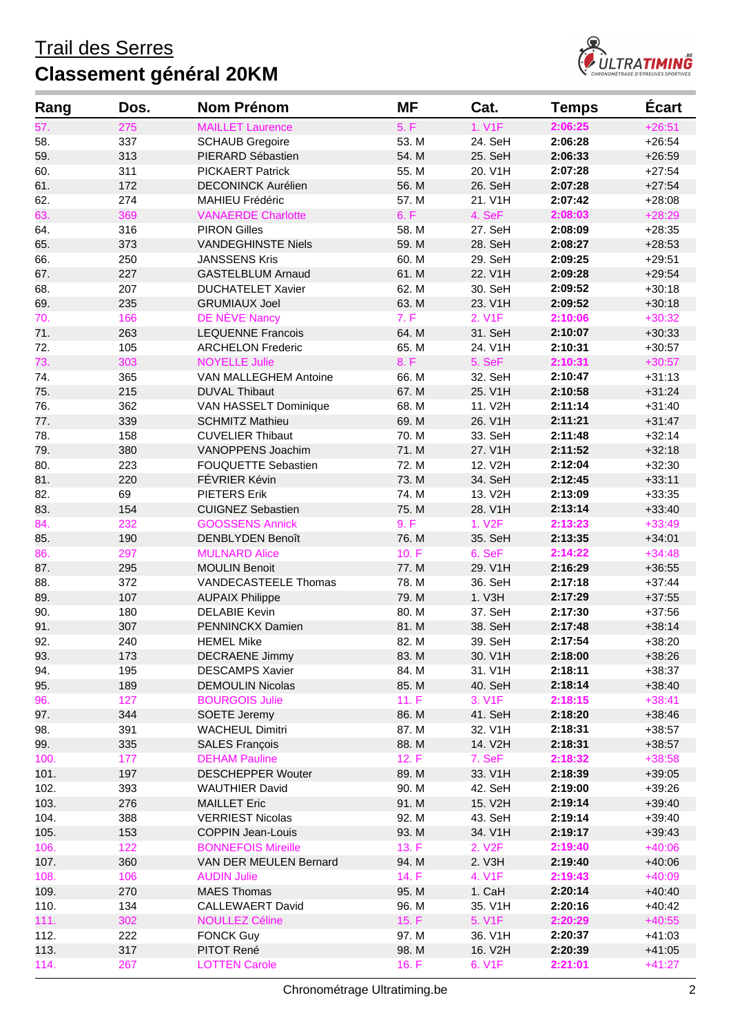# Trail des Serres

## Classement général 20KM

| Rang | Dos. | Nom Prénom | MF | Cat. | Temps | Écart |
|---|---|---|---|---|---|---|
| 57. | 275 | MAILLET Laurence | 5. F | 1. V1F | **2:06:25** | +26:51 |
| 58. | 337 | SCHAUB Gregoire | 53. M | 24. SeH | **2:06:28** | +26:54 |
| 59. | 313 | PIERARD Sébastien | 54. M | 25. SeH | **2:06:33** | +26:59 |
| 60. | 311 | PICKAERT Patrick | 55. M | 20. V1H | **2:07:28** | +27:54 |
| 61. | 172 | DECONINCK Aurélien | 56. M | 26. SeH | **2:07:28** | +27:54 |
| 62. | 274 | MAHIEU Frédéric | 57. M | 21. V1H | **2:07:42** | +28:08 |
| 63. | 369 | VANAERDE Charlotte | 6. F | 4. SeF | **2:08:03** | +28:29 |
| 64. | 316 | PIRON Gilles | 58. M | 27. SeH | **2:08:09** | +28:35 |
| 65. | 373 | VANDEGHINSTE Niels | 59. M | 28. SeH | **2:08:27** | +28:53 |
| 66. | 250 | JANSSENS Kris | 60. M | 29. SeH | **2:09:25** | +29:51 |
| 67. | 227 | GASTELBLUM Arnaud | 61. M | 22. V1H | **2:09:28** | +29:54 |
| 68. | 207 | DUCHATELET Xavier | 62. M | 30. SeH | **2:09:52** | +30:18 |
| 69. | 235 | GRUMIAUX Joel | 63. M | 23. V1H | **2:09:52** | +30:18 |
| 70. | 166 | DE NÈVE Nancy | 7. F | 2. V1F | **2:10:06** | +30:32 |
| 71. | 263 | LEQUENNE Francois | 64. M | 31. SeH | **2:10:07** | +30:33 |
| 72. | 105 | ARCHELON Frederic | 65. M | 24. V1H | **2:10:31** | +30:57 |
| 73. | 303 | NOYELLE Julie | 8. F | 5. SeF | **2:10:31** | +30:57 |
| 74. | 365 | VAN MALLEGHEM Antoine | 66. M | 32. SeH | **2:10:47** | +31:13 |
| 75. | 215 | DUVAL Thibaut | 67. M | 25. V1H | **2:10:58** | +31:24 |
| 76. | 362 | VAN HASSELT Dominique | 68. M | 11. V2H | **2:11:14** | +31:40 |
| 77. | 339 | SCHMITZ Mathieu | 69. M | 26. V1H | **2:11:21** | +31:47 |
| 78. | 158 | CUVELIER Thibaut | 70. M | 33. SeH | **2:11:48** | +32:14 |
| 79. | 380 | VANOPPENS Joachim | 71. M | 27. V1H | **2:11:52** | +32:18 |
| 80. | 223 | FOUQUETTE Sebastien | 72. M | 12. V2H | **2:12:04** | +32:30 |
| 81. | 220 | FÉVRIER Kévin | 73. M | 34. SeH | **2:12:45** | +33:11 |
| 82. | 69 | PIETERS Erik | 74. M | 13. V2H | **2:13:09** | +33:35 |
| 83. | 154 | CUIGNEZ Sebastien | 75. M | 28. V1H | **2:13:14** | +33:40 |
| 84. | 232 | GOOSSENS Annick | 9. F | 1. V2F | **2:13:23** | +33:49 |
| 85. | 190 | DENBLYDEN Benoît | 76. M | 35. SeH | **2:13:35** | +34:01 |
| 86. | 297 | MULNARD Alice | 10. F | 6. SeF | **2:14:22** | +34:48 |
| 87. | 295 | MOULIN Benoit | 77. M | 29. V1H | **2:16:29** | +36:55 |
| 88. | 372 | VANDECASTEELE Thomas | 78. M | 36. SeH | **2:17:18** | +37:44 |
| 89. | 107 | AUPAIX Philippe | 79. M | 1. V3H | **2:17:29** | +37:55 |
| 90. | 180 | DELABIE Kevin | 80. M | 37. SeH | **2:17:30** | +37:56 |
| 91. | 307 | PENNINCKX Damien | 81. M | 38. SeH | **2:17:48** | +38:14 |
| 92. | 240 | HEMEL Mike | 82. M | 39. SeH | **2:17:54** | +38:20 |
| 93. | 173 | DECRAENE Jimmy | 83. M | 30. V1H | **2:18:00** | +38:26 |
| 94. | 195 | DESCAMPS Xavier | 84. M | 31. V1H | **2:18:11** | +38:37 |
| 95. | 189 | DEMOULIN Nicolas | 85. M | 40. SeH | **2:18:14** | +38:40 |
| 96. | 127 | BOURGOIS Julie | 11. F | 3. V1F | **2:18:15** | +38:41 |
| 97. | 344 | SOETE Jeremy | 86. M | 41. SeH | **2:18:20** | +38:46 |
| 98. | 391 | WACHEUL Dimitri | 87. M | 32. V1H | **2:18:31** | +38:57 |
| 99. | 335 | SALES François | 88. M | 14. V2H | **2:18:31** | +38:57 |
| 100. | 177 | DEHAM Pauline | 12. F | 7. SeF | **2:18:32** | +38:58 |
| 101. | 197 | DESCHEPPER Wouter | 89. M | 33. V1H | **2:18:39** | +39:05 |
| 102. | 393 | WAUTHIER David | 90. M | 42. SeH | **2:19:00** | +39:26 |
| 103. | 276 | MAILLET Eric | 91. M | 15. V2H | **2:19:14** | +39:40 |
| 104. | 388 | VERRIEST Nicolas | 92. M | 43. SeH | **2:19:14** | +39:40 |
| 105. | 153 | COPPIN Jean-Louis | 93. M | 34. V1H | **2:19:17** | +39:43 |
| 106. | 122 | BONNEFOIS Mireille | 13. F | 2. V2F | **2:19:40** | +40:06 |
| 107. | 360 | VAN DER MEULEN Bernard | 94. M | 2. V3H | **2:19:40** | +40:06 |
| 108. | 106 | AUDIN Julie | 14. F | 4. V1F | **2:19:43** | +40:09 |
| 109. | 270 | MAES Thomas | 95. M | 1. CaH | **2:20:14** | +40:40 |
| 110. | 134 | CALLEWAERT David | 96. M | 35. V1H | **2:20:16** | +40:42 |
| 111. | 302 | NOULLEZ Céline | 15. F | 5. V1F | **2:20:29** | +40:55 |
| 112. | 222 | FONCK Guy | 97. M | 36. V1H | **2:20:37** | +41:03 |
| 113. | 317 | PITOT René | 98. M | 16. V2H | **2:20:39** | +41:05 |
| 114. | 267 | LOTTEN Carole | 16. F | 6. V1F | **2:21:01** | +41:27 |

Chronométrage Ultratiming.be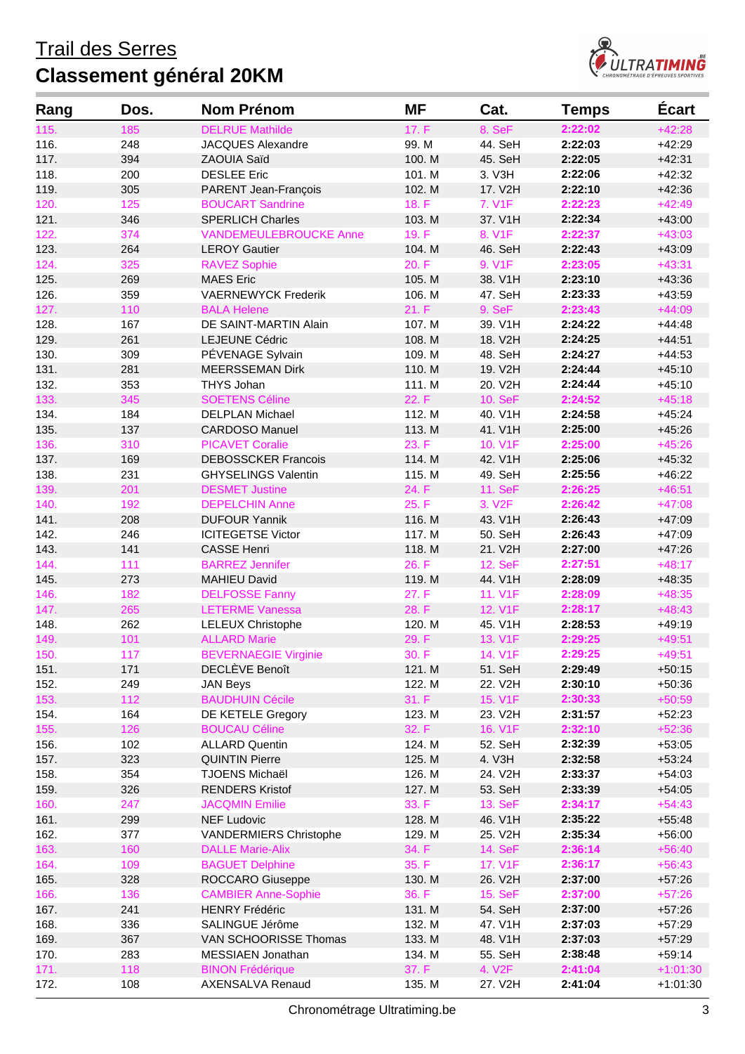# Trail des Serres

## Classement général 20KM

| Rang | Dos. | Nom Prénom | MF | Cat. | Temps | Écart |
|---|---|---|---|---|---|---|
| 115. | 185 | DELRUE Mathilde | 17. F | 8. SeF | **2:22:02** | +42:28 |
| 116. | 248 | JACQUES Alexandre | 99. M | 44. SeH | **2:22:03** | +42:29 |
| 117. | 394 | ZAOUIA Saïd | 100. M | 45. SeH | **2:22:05** | +42:31 |
| 118. | 200 | DESLEE Eric | 101. M | 3. V3H | **2:22:06** | +42:32 |
| 119. | 305 | PARENT Jean-François | 102. M | 17. V2H | **2:22:10** | +42:36 |
| 120. | 125 | BOUCART Sandrine | 18. F | 7. V1F | **2:22:23** | +42:49 |
| 121. | 346 | SPERLICH Charles | 103. M | 37. V1H | **2:22:34** | +43:00 |
| 122. | 374 | VANDEMEULEBROUCKE Anne | 19. F | 8. V1F | **2:22:37** | +43:03 |
| 123. | 264 | LEROY Gautier | 104. M | 46. SeH | **2:22:43** | +43:09 |
| 124. | 325 | RAVEZ Sophie | 20. F | 9. V1F | **2:23:05** | +43:31 |
| 125. | 269 | MAES Eric | 105. M | 38. V1H | **2:23:10** | +43:36 |
| 126. | 359 | VAERNEWYCK Frederik | 106. M | 47. SeH | **2:23:33** | +43:59 |
| 127. | 110 | BALA Helene | 21. F | 9. SeF | **2:23:43** | +44:09 |
| 128. | 167 | DE SAINT-MARTIN Alain | 107. M | 39. V1H | **2:24:22** | +44:48 |
| 129. | 261 | LEJEUNE Cédric | 108. M | 18. V2H | **2:24:25** | +44:51 |
| 130. | 309 | PÉVENAGE Sylvain | 109. M | 48. SeH | **2:24:27** | +44:53 |
| 131. | 281 | MEERSSEMAN Dirk | 110. M | 19. V2H | **2:24:44** | +45:10 |
| 132. | 353 | THYS Johan | 111. M | 20. V2H | **2:24:44** | +45:10 |
| 133. | 345 | SOETENS Céline | 22. F | 10. SeF | **2:24:52** | +45:18 |
| 134. | 184 | DELPLAN Michael | 112. M | 40. V1H | **2:24:58** | +45:24 |
| 135. | 137 | CARDOSO Manuel | 113. M | 41. V1H | **2:25:00** | +45:26 |
| 136. | 310 | PICAVET Coralie | 23. F | 10. V1F | **2:25:00** | +45:26 |
| 137. | 169 | DEBOSSCKER Francois | 114. M | 42. V1H | **2:25:06** | +45:32 |
| 138. | 231 | GHYSELINGS Valentin | 115. M | 49. SeH | **2:25:56** | +46:22 |
| 139. | 201 | DESMET Justine | 24. F | 11. SeF | **2:26:25** | +46:51 |
| 140. | 192 | DEPELCHIN Anne | 25. F | 3. V2F | **2:26:42** | +47:08 |
| 141. | 208 | DUFOUR Yannik | 116. M | 43. V1H | **2:26:43** | +47:09 |
| 142. | 246 | ICITEGETSE Victor | 117. M | 50. SeH | **2:26:43** | +47:09 |
| 143. | 141 | CASSE Henri | 118. M | 21. V2H | **2:27:00** | +47:26 |
| 144. | 111 | BARREZ Jennifer | 26. F | 12. SeF | **2:27:51** | +48:17 |
| 145. | 273 | MAHIEU David | 119. M | 44. V1H | **2:28:09** | +48:35 |
| 146. | 182 | DELFOSSE Fanny | 27. F | 11. V1F | **2:28:09** | +48:35 |
| 147. | 265 | LETERME Vanessa | 28. F | 12. V1F | **2:28:17** | +48:43 |
| 148. | 262 | LELEUX Christophe | 120. M | 45. V1H | **2:28:53** | +49:19 |
| 149. | 101 | ALLARD Marie | 29. F | 13. V1F | **2:29:25** | +49:51 |
| 150. | 117 | BEVERNAEGIE Virginie | 30. F | 14. V1F | **2:29:25** | +49:51 |
| 151. | 171 | DECLÈVE Benoît | 121. M | 51. SeH | **2:29:49** | +50:15 |
| 152. | 249 | JAN Beys | 122. M | 22. V2H | **2:30:10** | +50:36 |
| 153. | 112 | BAUDHUIN Cécile | 31. F | 15. V1F | **2:30:33** | +50:59 |
| 154. | 164 | DE KETELE Gregory | 123. M | 23. V2H | **2:31:57** | +52:23 |
| 155. | 126 | BOUCAU Céline | 32. F | 16. V1F | **2:32:10** | +52:36 |
| 156. | 102 | ALLARD Quentin | 124. M | 52. SeH | **2:32:39** | +53:05 |
| 157. | 323 | QUINTIN Pierre | 125. M | 4. V3H | **2:32:58** | +53:24 |
| 158. | 354 | TJOENS Michaël | 126. M | 24. V2H | **2:33:37** | +54:03 |
| 159. | 326 | RENDERS Kristof | 127. M | 53. SeH | **2:33:39** | +54:05 |
| 160. | 247 | JACQMIN Emilie | 33. F | 13. SeF | **2:34:17** | +54:43 |
| 161. | 299 | NEF Ludovic | 128. M | 46. V1H | **2:35:22** | +55:48 |
| 162. | 377 | VANDERMIERS Christophe | 129. M | 25. V2H | **2:35:34** | +56:00 |
| 163. | 160 | DALLE Marie-Alix | 34. F | 14. SeF | **2:36:14** | +56:40 |
| 164. | 109 | BAGUET Delphine | 35. F | 17. V1F | **2:36:17** | +56:43 |
| 165. | 328 | ROCCARO Giuseppe | 130. M | 26. V2H | **2:37:00** | +57:26 |
| 166. | 136 | CAMBIER Anne-Sophie | 36. F | 15. SeF | **2:37:00** | +57:26 |
| 167. | 241 | HENRY Frédéric | 131. M | 54. SeH | **2:37:00** | +57:26 |
| 168. | 336 | SALINGUE Jérôme | 132. M | 47. V1H | **2:37:03** | +57:29 |
| 169. | 367 | VAN SCHOORISSE Thomas | 133. M | 48. V1H | **2:37:03** | +57:29 |
| 170. | 283 | MESSIAEN Jonathan | 134. M | 55. SeH | **2:38:48** | +59:14 |
| 171. | 118 | BINON Frédérique | 37. F | 4. V2F | **2:41:04** | +1:01:30 |
| 172. | 108 | AXENSALVA Renaud | 135. M | 27. V2H | **2:41:04** | +1:01:30 |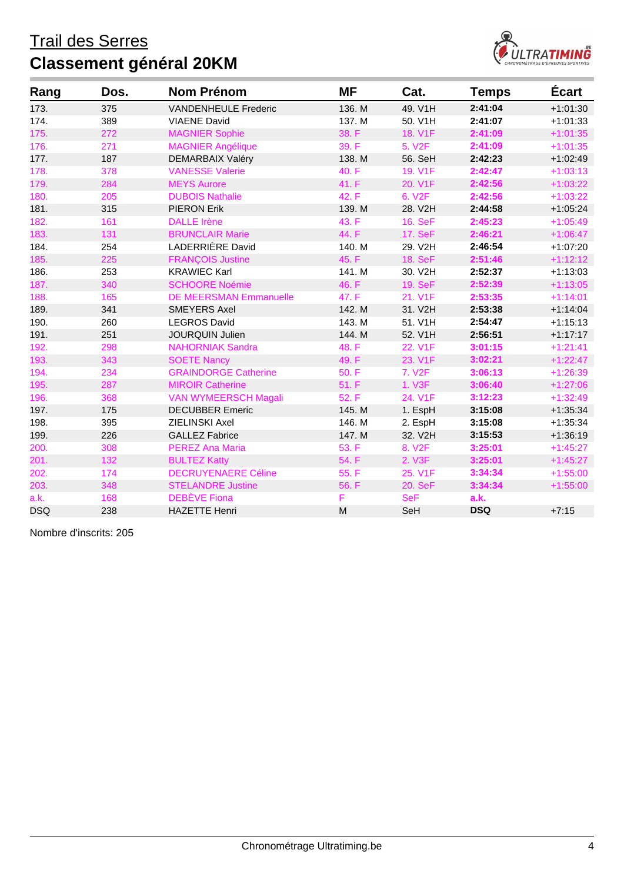# Trail des Serres

## Classement général 20KM

| Rang | Dos. | Nom Prénom | MF | Cat. | Temps | Écart |
|---|---|---|---|---|---|---|
| 173. | 375 | VANDENHEULE Frederic | 136. M | 49. V1H | **2:41:04** | +1:01:30 |
| 174. | 389 | VIAENE David | 137. M | 50. V1H | **2:41:07** | +1:01:33 |
| 175. | 272 | MAGNIER Sophie | 38. F | 18. V1F | **2:41:09** | +1:01:35 |
| 176. | 271 | MAGNIER Angélique | 39. F | 5. V2F | **2:41:09** | +1:01:35 |
| 177. | 187 | DEMARBAIX Valéry | 138. M | 56. SeH | **2:42:23** | +1:02:49 |
| 178. | 378 | VANESSE Valerie | 40. F | 19. V1F | **2:42:47** | +1:03:13 |
| 179. | 284 | MEYS Aurore | 41. F | 20. V1F | **2:42:56** | +1:03:22 |
| 180. | 205 | DUBOIS Nathalie | 42. F | 6. V2F | **2:42:56** | +1:03:22 |
| 181. | 315 | PIERON Erik | 139. M | 28. V2H | **2:44:58** | +1:05:24 |
| 182. | 161 | DALLE Irène | 43. F | 16. SeF | **2:45:23** | +1:05:49 |
| 183. | 131 | BRUNCLAIR Marie | 44. F | 17. SeF | **2:46:21** | +1:06:47 |
| 184. | 254 | LADERRIÈRE David | 140. M | 29. V2H | **2:46:54** | +1:07:20 |
| 185. | 225 | FRANÇOIS Justine | 45. F | 18. SeF | **2:51:46** | +1:12:12 |
| 186. | 253 | KRAWIEC Karl | 141. M | 30. V2H | **2:52:37** | +1:13:03 |
| 187. | 340 | SCHOORE Noémie | 46. F | 19. SeF | **2:52:39** | +1:13:05 |
| 188. | 165 | DE MEERSMAN Emmanuelle | 47. F | 21. V1F | **2:53:35** | +1:14:01 |
| 189. | 341 | SMEYERS Axel | 142. M | 31. V2H | **2:53:38** | +1:14:04 |
| 190. | 260 | LEGROS David | 143. M | 51. V1H | **2:54:47** | +1:15:13 |
| 191. | 251 | JOURQUIN Julien | 144. M | 52. V1H | **2:56:51** | +1:17:17 |
| 192. | 298 | NAHORNIAK Sandra | 48. F | 22. V1F | **3:01:15** | +1:21:41 |
| 193. | 343 | SOETE Nancy | 49. F | 23. V1F | **3:02:21** | +1:22:47 |
| 194. | 234 | GRAINDORGE Catherine | 50. F | 7. V2F | **3:06:13** | +1:26:39 |
| 195. | 287 | MIROIR Catherine | 51. F | 1. V3F | **3:06:40** | +1:27:06 |
| 196. | 368 | VAN WYMEERSCH Magali | 52. F | 24. V1F | **3:12:23** | +1:32:49 |
| 197. | 175 | DECUBBER Emeric | 145. M | 1. EspH | **3:15:08** | +1:35:34 |
| 198. | 395 | ZIELINSKI Axel | 146. M | 2. EspH | **3:15:08** | +1:35:34 |
| 199. | 226 | GALLEZ Fabrice | 147. M | 32. V2H | **3:15:53** | +1:36:19 |
| 200. | 308 | PEREZ Ana Maria | 53. F | 8. V2F | **3:25:01** | +1:45:27 |
| 201. | 132 | BULTEZ Katty | 54. F | 2. V3F | **3:25:01** | +1:45:27 |
| 202. | 174 | DECRUYENAERE Céline | 55. F | 25. V1F | **3:34:34** | +1:55:00 |
| 203. | 348 | STELANDRE Justine | 56. F | 20. SeF | **3:34:34** | +1:55:00 |
| a.k. | 168 | DEBÈVE Fiona | F | SeF | **a.k.** | |
| DSQ | 238 | HAZETTE Henri | M | SeH | **DSQ** | +7:15 |

Nombre d'inscrits: 205